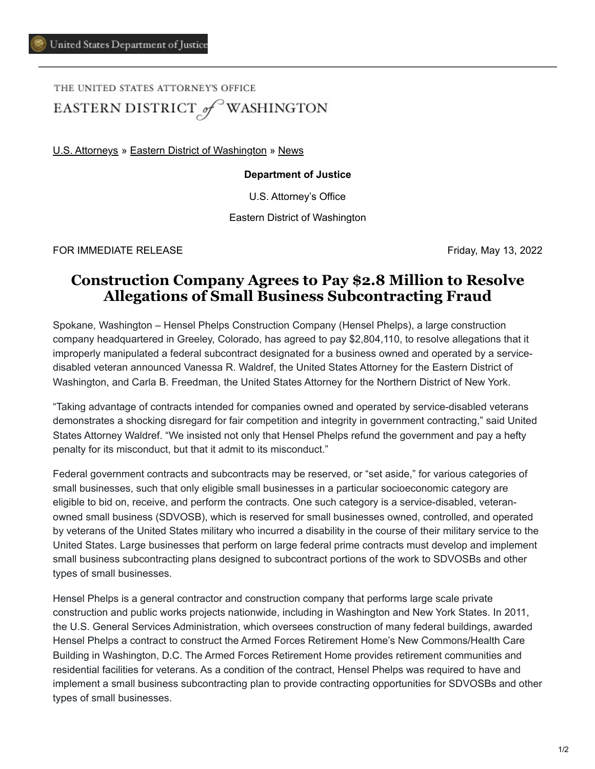THE UNITED STATES ATTORNEY'S OFFICE

EASTERN DISTRICT *of* WASHINGTON

U.S. Attorneys » Eastern District of Washington » News

**Department of Justice**

U.S. Attorney's Office

Eastern District of Washington

FOR IMMEDIATE RELEASE Friday, May 13, 2022

# Construction Company Agrees to Pay $2.8 Million to Resolve Allegations of Small Business Subcontracting Fraud

Spokane, Washington – Hensel Phelps Construction Company (Hensel Phelps), a large construction company headquartered in Greeley, Colorado, has agreed to pay $2,804,110, to resolve allegations that it improperly manipulated a federal subcontract designated for a business owned and operated by a service-disabled veteran announced Vanessa R. Waldref, the United States Attorney for the Eastern District of Washington, and Carla B. Freedman, the United States Attorney for the Northern District of New York.

"Taking advantage of contracts intended for companies owned and operated by service-disabled veterans demonstrates a shocking disregard for fair competition and integrity in government contracting," said United States Attorney Waldref. "We insisted not only that Hensel Phelps refund the government and pay a hefty penalty for its misconduct, but that it admit to its misconduct."

Federal government contracts and subcontracts may be reserved, or "set aside," for various categories of small businesses, such that only eligible small businesses in a particular socioeconomic category are eligible to bid on, receive, and perform the contracts. One such category is a service-disabled, veteran-owned small business (SDVOSB), which is reserved for small businesses owned, controlled, and operated by veterans of the United States military who incurred a disability in the course of their military service to the United States. Large businesses that perform on large federal prime contracts must develop and implement small business subcontracting plans designed to subcontract portions of the work to SDVOSBs and other types of small businesses.

Hensel Phelps is a general contractor and construction company that performs large scale private construction and public works projects nationwide, including in Washington and New York States. In 2011, the U.S. General Services Administration, which oversees construction of many federal buildings, awarded Hensel Phelps a contract to construct the Armed Forces Retirement Home's New Commons/Health Care Building in Washington, D.C. The Armed Forces Retirement Home provides retirement communities and residential facilities for veterans. As a condition of the contract, Hensel Phelps was required to have and implement a small business subcontracting plan to provide contracting opportunities for SDVOSBs and other types of small businesses.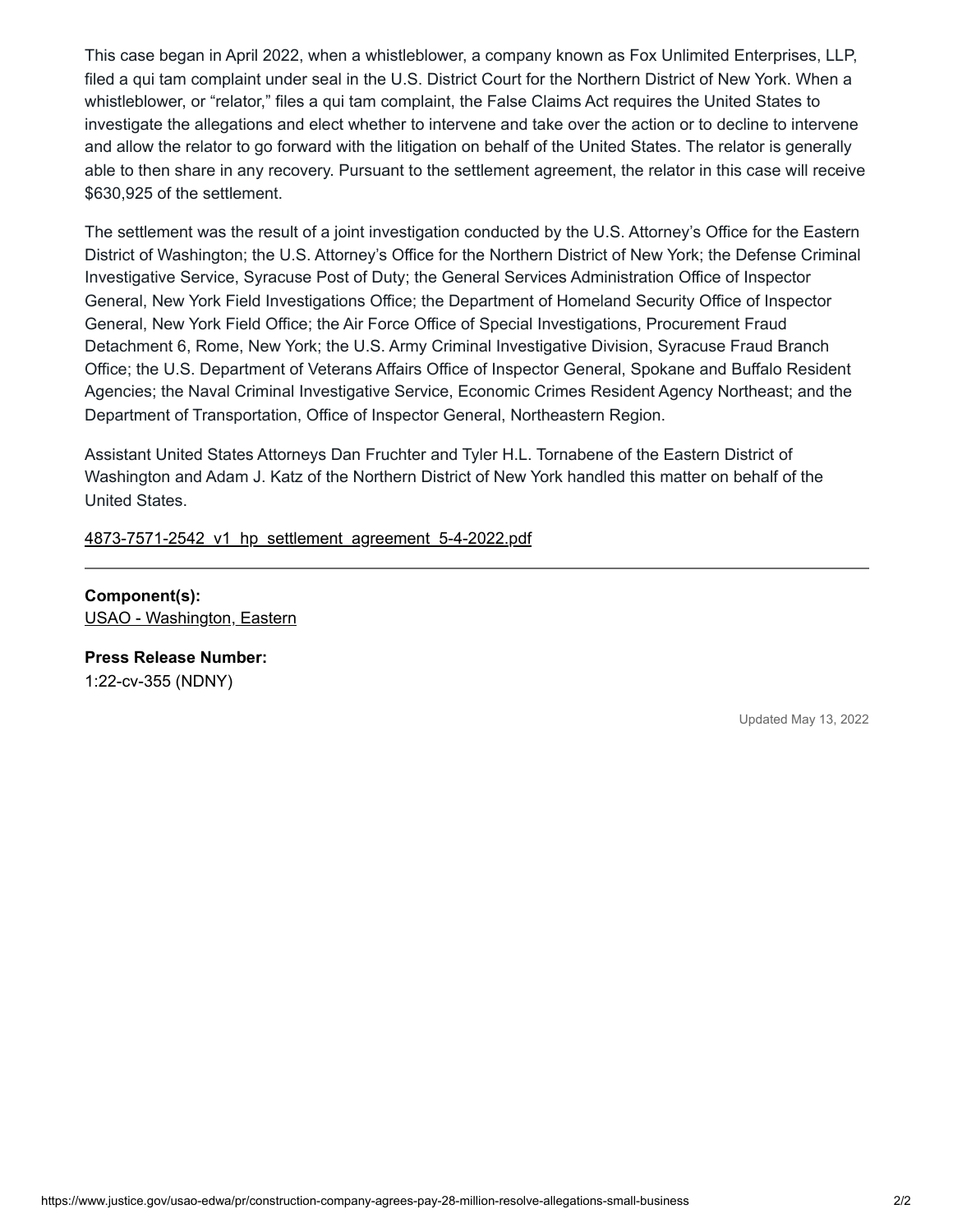This case began in April 2022, when a whistleblower, a company known as Fox Unlimited Enterprises, LLP, filed a qui tam complaint under seal in the U.S. District Court for the Northern District of New York. When a whistleblower, or "relator," files a qui tam complaint, the False Claims Act requires the United States to investigate the allegations and elect whether to intervene and take over the action or to decline to intervene and allow the relator to go forward with the litigation on behalf of the United States. The relator is generally able to then share in any recovery. Pursuant to the settlement agreement, the relator in this case will receive $630,925 of the settlement.

The settlement was the result of a joint investigation conducted by the U.S. Attorney's Office for the Eastern District of Washington; the U.S. Attorney's Office for the Northern District of New York; the Defense Criminal Investigative Service, Syracuse Post of Duty; the General Services Administration Office of Inspector General, New York Field Investigations Office; the Department of Homeland Security Office of Inspector General, New York Field Office; the Air Force Office of Special Investigations, Procurement Fraud Detachment 6, Rome, New York; the U.S. Army Criminal Investigative Division, Syracuse Fraud Branch Office; the U.S. Department of Veterans Affairs Office of Inspector General, Spokane and Buffalo Resident Agencies; the Naval Criminal Investigative Service, Economic Crimes Resident Agency Northeast; and the Department of Transportation, Office of Inspector General, Northeastern Region.

Assistant United States Attorneys Dan Fruchter and Tyler H.L. Tornabene of the Eastern District of Washington and Adam J. Katz of the Northern District of New York handled this matter on behalf of the United States.

4873-7571-2542_v1_hp_settlement_agreement_5-4-2022.pdf

---

**Component(s):**
USAO - Washington, Eastern

**Press Release Number:**
1:22-cv-355 (NDNY)

Updated May 13, 2022